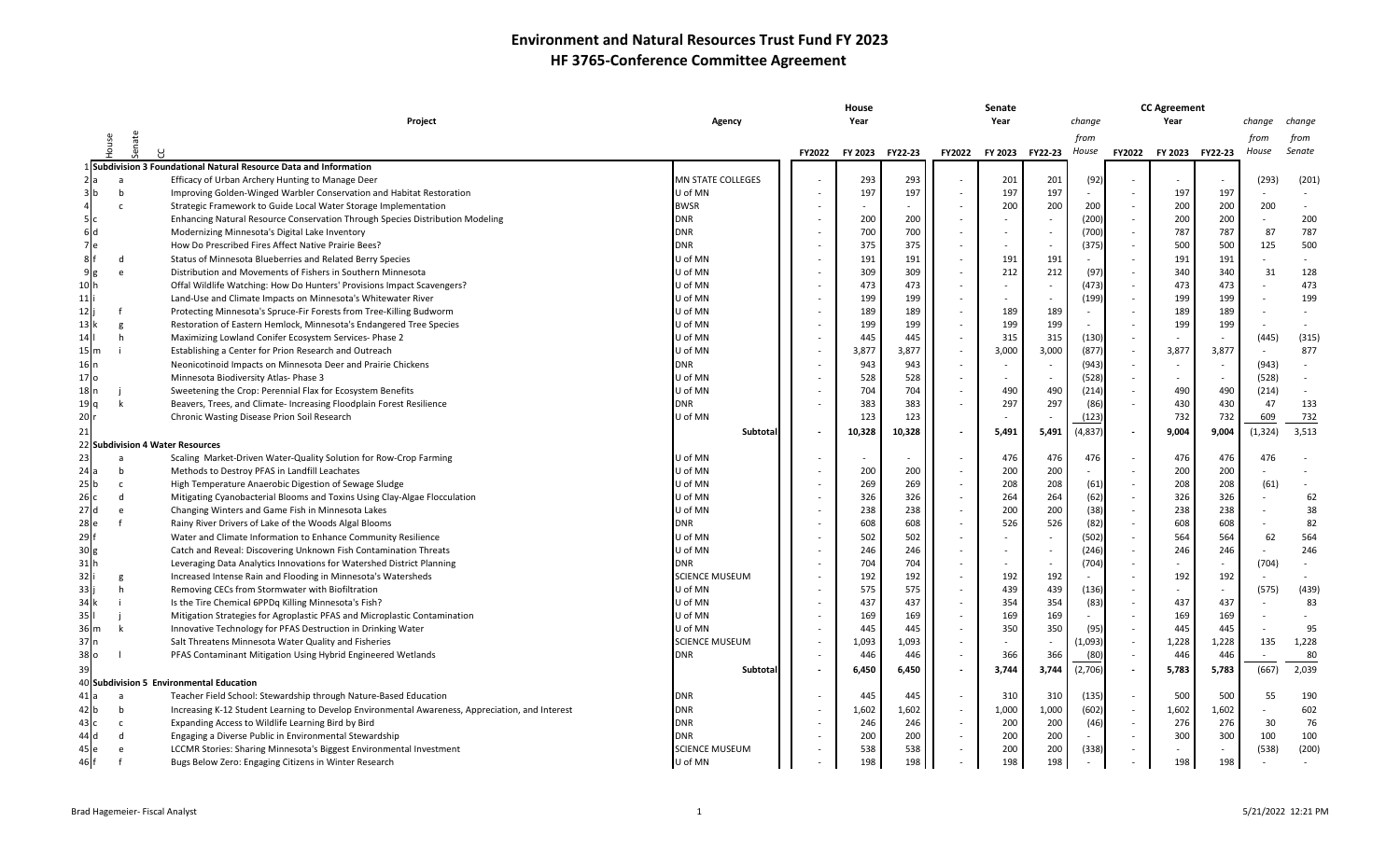# Environment and Natural Resources Trust Fund FY 2023

## HF 3765-Conference Committee Agreement

| | House | Senate | CC | Project | Agency | House FY2022 | House FY 2023 | House FY22-23 | Senate FY2022 | Senate FY 2023 | Senate FY22-23 | change from House | CC Agreement FY2022 | CC Agreement FY 2023 | CC Agreement FY22-23 | change from House | change from Senate |
|---|---|---|---|---|---|---|---|---|---|---|---|---|---|---|---|---|---|
| 1 | | | | **Subdivision 3 Foundational Natural Resource Data and Information** | | | | | | | | | | | | | |
| 2 | a | a | | Efficacy of Urban Archery Hunting to Manage Deer | MN STATE COLLEGES | - | 293 | 293 | - | 201 | 201 | (92) | - | - | - | (293) | (201) |
| 3 | b | b | | Improving Golden-Winged Warbler Conservation and Habitat Restoration | U of MN | - | 197 | 197 | - | 197 | 197 | - | - | 197 | 197 | - | - |
| 4 | | c | | Strategic Framework to Guide Local Water Storage Implementation | BWSR | - | - | - | - | 200 | 200 | 200 | - | 200 | 200 | 200 | - |
| 5 | c | | | Enhancing Natural Resource Conservation Through Species Distribution Modeling | DNR | - | 200 | 200 | - | - | - | (200) | - | 200 | 200 | - | 200 |
| 6 | d | | | Modernizing Minnesota's Digital Lake Inventory | DNR | - | 700 | 700 | - | - | - | (700) | - | 787 | 787 | 87 | 787 |
| 7 | e | | | How Do Prescribed Fires Affect Native Prairie Bees? | DNR | - | 375 | 375 | - | - | - | (375) | - | 500 | 500 | 125 | 500 |
| 8 | f | d | | Status of Minnesota Blueberries and Related Berry Species | U of MN | - | 191 | 191 | - | 191 | 191 | - | - | 191 | 191 | - | - |
| 9 | g | e | | Distribution and Movements of Fishers in Southern Minnesota | U of MN | - | 309 | 309 | - | 212 | 212 | (97) | - | 340 | 340 | 31 | 128 |
| 10 | h | | | Offal Wildlife Watching: How Do Hunters' Provisions Impact Scavengers? | U of MN | - | 473 | 473 | - | - | - | (473) | - | 473 | 473 | - | 473 |
| 11 | i | | | Land-Use and Climate Impacts on Minnesota's Whitewater River | U of MN | - | 199 | 199 | - | - | - | (199) | - | 199 | 199 | - | 199 |
| 12 | j | f | | Protecting Minnesota's Spruce-Fir Forests from Tree-Killing Budworm | U of MN | - | 189 | 189 | - | 189 | 189 | - | - | 189 | 189 | - | - |
| 13 | k | g | | Restoration of Eastern Hemlock, Minnesota's Endangered Tree Species | U of MN | - | 199 | 199 | - | 199 | 199 | - | - | 199 | 199 | - | - |
| 14 | l | h | | Maximizing Lowland Conifer Ecosystem Services- Phase 2 | U of MN | - | 445 | 445 | - | 315 | 315 | (130) | - | - | - | (445) | (315) |
| 15 | m | i | | Establishing a Center for Prion Research and Outreach | U of MN | - | 3,877 | 3,877 | - | 3,000 | 3,000 | (877) | - | 3,877 | 3,877 | - | 877 |
| 16 | n | | | Neonicotinoid Impacts on Minnesota Deer and Prairie Chickens | DNR | - | 943 | 943 | - | - | - | (943) | - | - | - | (943) | - |
| 17 | o | | | Minnesota Biodiversity Atlas- Phase 3 | U of MN | - | 528 | 528 | - | - | - | (528) | - | - | - | (528) | - |
| 18 | p | j | | Sweetening the Crop: Perennial Flax for Ecosystem Benefits | U of MN | - | 704 | 704 | - | 490 | 490 | (214) | - | 490 | 490 | (214) | - |
| 19 | q | k | | Beavers, Trees, and Climate- Increasing Floodplain Forest Resilience | DNR | - | 383 | 383 | - | 297 | 297 | (86) | - | 430 | 430 | 47 | 133 |
| 20 | r | | | Chronic Wasting Disease Prion Soil Research | U of MN | | 123 | 123 | | - | - | (123) | | 732 | 732 | 609 | 732 |
| 21 | | | | | **Subtotal** | - | 10,328 | 10,328 | - | 5,491 | 5,491 | (4,837) | - | 9,004 | 9,004 | (1,324) | 3,513 |
| 22 | | | | **Subdivision 4 Water Resources** | | | | | | | | | | | | | |
| 23 | | a | | Scaling Market-Driven Water-Quality Solution for Row-Crop Farming | U of MN | - | - | - | - | 476 | 476 | 476 | - | 476 | 476 | 476 | - |
| 24 | a | b | | Methods to Destroy PFAS in Landfill Leachates | U of MN | - | 200 | 200 | - | 200 | 200 | - | - | 200 | 200 | - | - |
| 25 | b | c | | High Temperature Anaerobic Digestion of Sewage Sludge | U of MN | - | 269 | 269 | - | 208 | 208 | (61) | - | 208 | 208 | (61) | - |
| 26 | c | d | | Mitigating Cyanobacterial Blooms and Toxins Using Clay-Algae Flocculation | U of MN | - | 326 | 326 | - | 264 | 264 | (62) | - | 326 | 326 | - | 62 |
| 27 | d | e | | Changing Winters and Game Fish in Minnesota Lakes | U of MN | - | 238 | 238 | - | 200 | 200 | (38) | - | 238 | 238 | - | 38 |
| 28 | e | f | | Rainy River Drivers of Lake of the Woods Algal Blooms | DNR | - | 608 | 608 | - | 526 | 526 | (82) | - | 608 | 608 | - | 82 |
| 29 | f | | | Water and Climate Information to Enhance Community Resilience | U of MN | - | 502 | 502 | - | - | - | (502) | - | 564 | 564 | 62 | 564 |
| 30 | g | | | Catch and Reveal: Discovering Unknown Fish Contamination Threats | U of MN | - | 246 | 246 | - | - | - | (246) | - | 246 | 246 | - | 246 |
| 31 | h | | | Leveraging Data Analytics Innovations for Watershed District Planning | DNR | - | 704 | 704 | - | - | - | (704) | - | - | - | (704) | - |
| 32 | i | g | | Increased Intense Rain and Flooding in Minnesota's Watersheds | SCIENCE MUSEUM | - | 192 | 192 | - | 192 | 192 | - | - | 192 | 192 | - | - |
| 33 | j | h | | Removing CECs from Stormwater with Biofiltration | U of MN | - | 575 | 575 | - | 439 | 439 | (136) | - | - | - | (575) | (439) |
| 34 | k | i | | Is the Tire Chemical 6PPDq Killing Minnesota's Fish? | U of MN | - | 437 | 437 | - | 354 | 354 | (83) | - | 437 | 437 | - | 83 |
| 35 | l | j | | Mitigation Strategies for Agroplastic PFAS and Microplastic Contamination | U of MN | - | 169 | 169 | - | 169 | 169 | - | - | 169 | 169 | - | - |
| 36 | m | k | | Innovative Technology for PFAS Destruction in Drinking Water | U of MN | - | 445 | 445 | - | 350 | 350 | (95) | - | 445 | 445 | - | 95 |
| 37 | n | | | Salt Threatens Minnesota Water Quality and Fisheries | SCIENCE MUSEUM | - | 1,093 | 1,093 | - | - | - | (1,093) | - | 1,228 | 1,228 | 135 | 1,228 |
| 38 | o | l | | PFAS Contaminant Mitigation Using Hybrid Engineered Wetlands | DNR | - | 446 | 446 | - | 366 | 366 | (80) | - | 446 | 446 | - | 80 |
| 39 | | | | | **Subtotal** | - | 6,450 | 6,450 | - | 3,744 | 3,744 | (2,706) | - | 5,783 | 5,783 | (667) | 2,039 |
| 40 | | | | **Subdivision 5 Environmental Education** | | | | | | | | | | | | | |
| 41 | a | a | | Teacher Field School: Stewardship through Nature-Based Education | DNR | - | 445 | 445 | - | 310 | 310 | (135) | - | 500 | 500 | 55 | 190 |
| 42 | b | b | | Increasing K-12 Student Learning to Develop Environmental Awareness, Appreciation, and Interest | DNR | - | 1,602 | 1,602 | - | 1,000 | 1,000 | (602) | - | 1,602 | 1,602 | - | 602 |
| 43 | c | c | | Expanding Access to Wildlife Learning Bird by Bird | DNR | - | 246 | 246 | - | 200 | 200 | (46) | - | 276 | 276 | 30 | 76 |
| 44 | d | d | | Engaging a Diverse Public in Environmental Stewardship | DNR | - | 200 | 200 | - | 200 | 200 | - | - | 300 | 300 | 100 | 100 |
| 45 | e | e | | LCCMR Stories: Sharing Minnesota's Biggest Environmental Investment | SCIENCE MUSEUM | - | 538 | 538 | - | 200 | 200 | (338) | - | - | - | (538) | (200) |
| 46 | f | f | | Bugs Below Zero: Engaging Citizens in Winter Research | U of MN | - | 198 | 198 | - | 198 | 198 | - | - | 198 | 198 | - | - |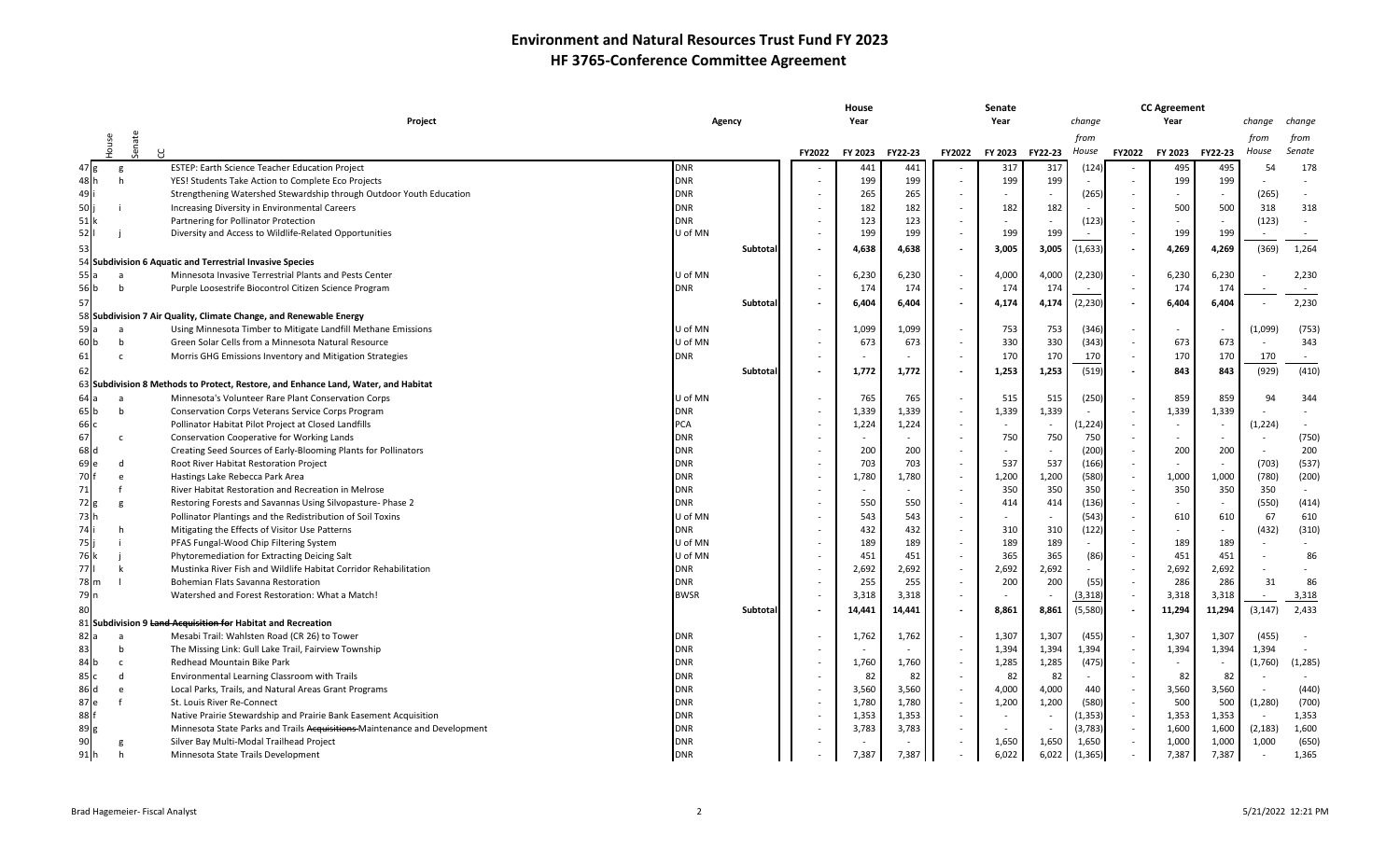# Environment and Natural Resources Trust Fund FY 2023
## HF 3765-Conference Committee Agreement

| | House | Senate | CC | Project | Agency | | House FY2022 | House FY 2023 | House FY22-23 | Senate FY2022 | Senate FY 2023 | Senate FY22-23 | change from House | CC Agreement FY2022 | CC Agreement FY 2023 | CC Agreement FY22-23 | change from House | change from Senate |
|---|---|---|---|---|---|---|---|---|---|---|---|---|---|---|---|---|---|---|
| 47 | g | g | | ESTEP: Earth Science Teacher Education Project | DNR | | - | 441 | 441 | - | 317 | 317 | (124) | - | 495 | 495 | 54 | 178 |
| 48 | h | h | | YES! Students Take Action to Complete Eco Projects | DNR | | - | 199 | 199 | - | 199 | 199 | - | - | 199 | 199 | - | - |
| 49 | i | | | Strengthening Watershed Stewardship through Outdoor Youth Education | DNR | | - | 265 | 265 | - | - | - | (265) | - | - | - | (265) | - |
| 50 | j | i | | Increasing Diversity in Environmental Careers | DNR | | - | 182 | 182 | - | 182 | 182 | - | - | 500 | 500 | 318 | 318 |
| 51 | k | | | Partnering for Pollinator Protection | DNR | | - | 123 | 123 | - | - | - | (123) | - | - | - | (123) | - |
| 52 | l | j | | Diversity and Access to Wildlife-Related Opportunities | U of MN | | - | 199 | 199 | - | 199 | 199 | - | - | 199 | 199 | - | - |
| 53 | | | | | | Subtotal | - | 4,638 | 4,638 | - | 3,005 | 3,005 | (1,633) | - | 4,269 | 4,269 | (369) | 1,264 |
| 54 | | | | **Subdivision 6 Aquatic and Terrestrial Invasive Species** | | | | | | | | | | | | | | |
| 55 | a | a | | Minnesota Invasive Terrestrial Plants and Pests Center | U of MN | | - | 6,230 | 6,230 | - | 4,000 | 4,000 | (2,230) | - | 6,230 | 6,230 | - | 2,230 |
| 56 | b | b | | Purple Loosestrife Biocontrol Citizen Science Program | DNR | | - | 174 | 174 | - | 174 | 174 | - | - | 174 | 174 | - | - |
| 57 | | | | | | Subtotal | - | 6,404 | 6,404 | - | 4,174 | 4,174 | (2,230) | - | 6,404 | 6,404 | - | 2,230 |
| 58 | | | | **Subdivision 7 Air Quality, Climate Change, and Renewable Energy** | | | | | | | | | | | | | | |
| 59 | a | a | | Using Minnesota Timber to Mitigate Landfill Methane Emissions | U of MN | | - | 1,099 | 1,099 | - | 753 | 753 | (346) | - | - | - | (1,099) | (753) |
| 60 | b | b | | Green Solar Cells from a Minnesota Natural Resource | U of MN | | - | 673 | 673 | - | 330 | 330 | (343) | - | 673 | 673 | - | 343 |
| 61 | | c | | Morris GHG Emissions Inventory and Mitigation Strategies | DNR | | - | - | - | - | 170 | 170 | 170 | - | 170 | 170 | 170 | - |
| 62 | | | | | | Subtotal | - | 1,772 | 1,772 | - | 1,253 | 1,253 | (519) | - | 843 | 843 | (929) | (410) |
| 63 | | | | **Subdivision 8 Methods to Protect, Restore, and Enhance Land, Water, and Habitat** | | | | | | | | | | | | | | |
| 64 | a | a | | Minnesota's Volunteer Rare Plant Conservation Corps | U of MN | | - | 765 | 765 | - | 515 | 515 | (250) | - | 859 | 859 | 94 | 344 |
| 65 | b | b | | Conservation Corps Veterans Service Corps Program | DNR | | - | 1,339 | 1,339 | - | 1,339 | 1,339 | - | - | 1,339 | 1,339 | - | - |
| 66 | c | | | Pollinator Habitat Pilot Project at Closed Landfills | PCA | | - | 1,224 | 1,224 | - | - | - | (1,224) | - | - | - | (1,224) | - |
| 67 | | c | | Conservation Cooperative for Working Lands | DNR | | - | - | - | - | 750 | 750 | 750 | - | - | - | - | (750) |
| 68 | d | | | Creating Seed Sources of Early-Blooming Plants for Pollinators | DNR | | - | 200 | 200 | - | - | - | (200) | - | 200 | 200 | - | 200 |
| 69 | e | d | | Root River Habitat Restoration Project | DNR | | - | 703 | 703 | - | 537 | 537 | (166) | - | - | - | (703) | (537) |
| 70 | f | e | | Hastings Lake Rebecca Park Area | DNR | | - | 1,780 | 1,780 | - | 1,200 | 1,200 | (580) | - | 1,000 | 1,000 | (780) | (200) |
| 71 | | f | | River Habitat Restoration and Recreation in Melrose | DNR | | - | - | - | - | 350 | 350 | 350 | - | 350 | 350 | 350 | - |
| 72 | g | g | | Restoring Forests and Savannas Using Silvopasture- Phase 2 | DNR | | - | 550 | 550 | - | 414 | 414 | (136) | - | - | - | (550) | (414) |
| 73 | h | | | Pollinator Plantings and the Redistribution of Soil Toxins | U of MN | | - | 543 | 543 | - | - | - | (543) | - | 610 | 610 | 67 | 610 |
| 74 | i | h | | Mitigating the Effects of Visitor Use Patterns | DNR | | - | 432 | 432 | - | 310 | 310 | (122) | - | - | - | (432) | (310) |
| 75 | j | i | | PFAS Fungal-Wood Chip Filtering System | U of MN | | - | 189 | 189 | - | 189 | 189 | - | - | 189 | 189 | - | - |
| 76 | k | j | | Phytoremediation for Extracting Deicing Salt | U of MN | | - | 451 | 451 | - | 365 | 365 | (86) | - | 451 | 451 | - | 86 |
| 77 | l | k | | Mustinka River Fish and Wildlife Habitat Corridor Rehabilitation | DNR | | - | 2,692 | 2,692 | - | 2,692 | 2,692 | - | - | 2,692 | 2,692 | - | - |
| 78 | m | l | | Bohemian Flats Savanna Restoration | DNR | | - | 255 | 255 | - | 200 | 200 | (55) | - | 286 | 286 | 31 | 86 |
| 79 | n | | | Watershed and Forest Restoration: What a Match! | BWSR | | - | 3,318 | 3,318 | - | - | - | (3,318) | - | 3,318 | 3,318 | - | 3,318 |
| 80 | | | | | | Subtotal | - | 14,441 | 14,441 | - | 8,861 | 8,861 | (5,580) | - | 11,294 | 11,294 | (3,147) | 2,433 |
| 81 | | | | **Subdivision 9 ~~Land Acquisition for~~ Habitat and Recreation** | | | | | | | | | | | | | | |
| 82 | a | a | | Mesabi Trail: Wahlsten Road (CR 26) to Tower | DNR | | - | 1,762 | 1,762 | - | 1,307 | 1,307 | (455) | - | 1,307 | 1,307 | (455) | - |
| 83 | | b | | The Missing Link: Gull Lake Trail, Fairview Township | DNR | | - | - | - | - | 1,394 | 1,394 | 1,394 | - | 1,394 | 1,394 | 1,394 | - |
| 84 | b | c | | Redhead Mountain Bike Park | DNR | | - | 1,760 | 1,760 | - | 1,285 | 1,285 | (475) | - | - | - | (1,760) | (1,285) |
| 85 | c | d | | Environmental Learning Classroom with Trails | DNR | | - | 82 | 82 | - | 82 | 82 | - | - | 82 | 82 | - | - |
| 86 | d | e | | Local Parks, Trails, and Natural Areas Grant Programs | DNR | | - | 3,560 | 3,560 | - | 4,000 | 4,000 | 440 | - | 3,560 | 3,560 | - | (440) |
| 87 | e | f | | St. Louis River Re-Connect | DNR | | - | 1,780 | 1,780 | - | 1,200 | 1,200 | (580) | - | 500 | 500 | (1,280) | (700) |
| 88 | f | | | Native Prairie Stewardship and Prairie Bank Easement Acquisition | DNR | | - | 1,353 | 1,353 | - | - | - | (1,353) | - | 1,353 | 1,353 | - | 1,353 |
| 89 | g | | | Minnesota State Parks and Trails ~~Acquisitions~~ Maintenance and Development | DNR | | - | 3,783 | 3,783 | - | - | - | (3,783) | - | 1,600 | 1,600 | (2,183) | 1,600 |
| 90 | | g | | Silver Bay Multi-Modal Trailhead Project | DNR | | - | - | - | - | 1,650 | 1,650 | 1,650 | - | 1,000 | 1,000 | 1,000 | (650) |
| 91 | h | h | | Minnesota State Trails Development | DNR | | - | 7,387 | 7,387 | - | 6,022 | 6,022 | (1,365) | - | 7,387 | 7,387 | - | 1,365 |

Brad Hagemeier- Fiscal Analyst

5/21/2022 12:21 PM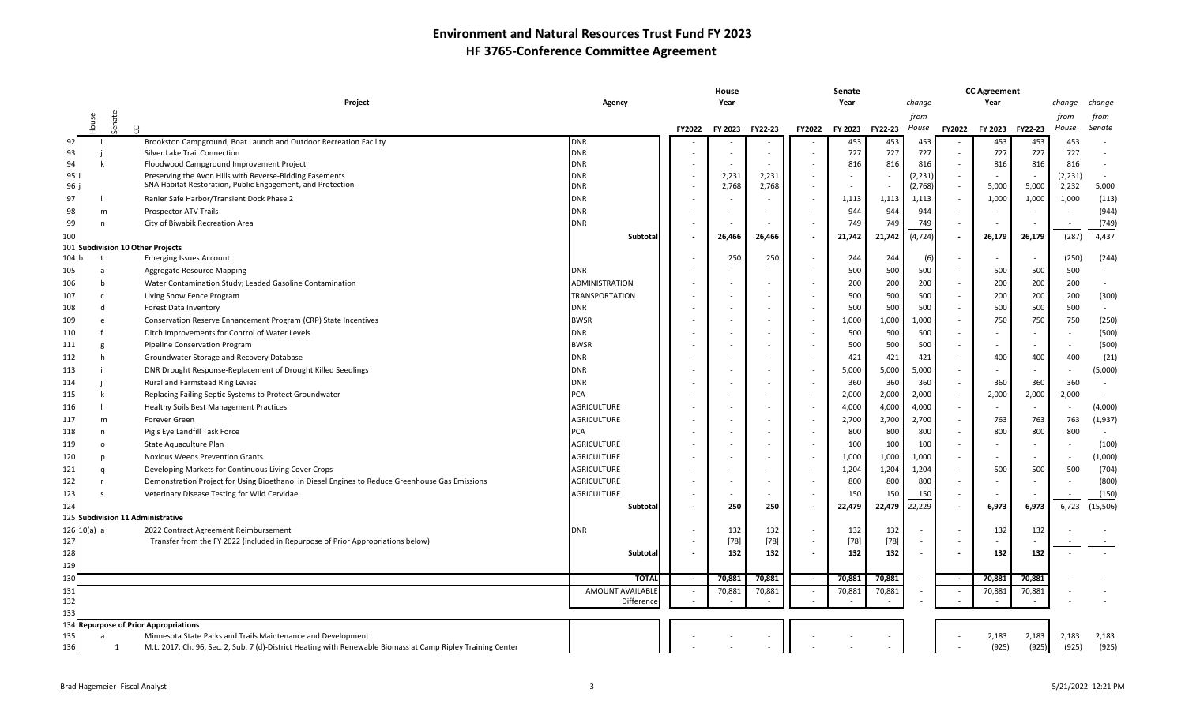# Environment and Natural Resources Trust Fund FY 2023
## HF 3765-Conference Committee Agreement

| | House | Senate | CC | Project | Agency | House FY2022 | House FY 2023 | House FY22-23 | Senate FY2022 | Senate FY 2023 | Senate FY22-23 | change from House | CC Agreement FY2022 | CC Agreement FY 2023 | CC Agreement FY22-23 | change from House | change from Senate |
|---|---|---|---|---|---|---|---|---|---|---|---|---|---|---|---|---|---|
| 92 | | i | | Brookston Campground, Boat Launch and Outdoor Recreation Facility | DNR | - | - | - | - | 453 | 453 | 453 | - | 453 | 453 | 453 | - |
| 93 | | j | | Silver Lake Trail Connection | DNR | - | - | - | - | 727 | 727 | 727 | - | 727 | 727 | 727 | - |
| 94 | | k | | Floodwood Campground Improvement Project | DNR | - | - | - | - | 816 | 816 | 816 | - | 816 | 816 | 816 | - |
| 95 | i | | | Preserving the Avon Hills with Reverse-Bidding Easements | DNR | - | 2,231 | 2,231 | - | - | - | (2,231) | - | - | - | (2,231) | - |
| 96 | j | | | SNA Habitat Restoration, Public Engagement~~, and Protection~~ | DNR | - | 2,768 | 2,768 | - | - | - | (2,768) | - | 5,000 | 5,000 | 2,232 | 5,000 |
| 97 | | l | | Ranier Safe Harbor/Transient Dock Phase 2 | DNR | - | - | - | - | 1,113 | 1,113 | 1,113 | - | 1,000 | 1,000 | 1,000 | (113) |
| 98 | | m | | Prospector ATV Trails | DNR | - | - | - | - | 944 | 944 | 944 | - | - | - | - | (944) |
| 99 | | n | | City of Biwabik Recreation Area | DNR | - | - | - | - | 749 | 749 | 749 | - | - | - | - | (749) |
| 100 | | | | | Subtotal | - | 26,466 | 26,466 | - | 21,742 | 21,742 | (4,724) | - | 26,179 | 26,179 | (287) | 4,437 |
| 101 | | | | **Subdivision 10 Other Projects** | | | | | | | | | | | | | |
| 104 | b | t | | Emerging Issues Account | | - | 250 | 250 | - | 244 | 244 | (6) | - | - | - | (250) | (244) |
| 105 | | a | | Aggregate Resource Mapping | DNR | - | - | - | - | 500 | 500 | 500 | - | 500 | 500 | 500 | - |
| 106 | | b | | Water Contamination Study; Leaded Gasoline Contamination | ADMINISTRATION | - | - | - | - | 200 | 200 | 200 | - | 200 | 200 | 200 | - |
| 107 | | c | | Living Snow Fence Program | TRANSPORTATION | - | - | - | - | 500 | 500 | 500 | - | 200 | 200 | 200 | (300) |
| 108 | | d | | Forest Data Inventory | DNR | - | - | - | - | 500 | 500 | 500 | - | 500 | 500 | 500 | - |
| 109 | | e | | Conservation Reserve Enhancement Program (CRP) State Incentives | BWSR | - | - | - | - | 1,000 | 1,000 | 1,000 | - | 750 | 750 | 750 | (250) |
| 110 | | f | | Ditch Improvements for Control of Water Levels | DNR | - | - | - | - | 500 | 500 | 500 | - | - | - | - | (500) |
| 111 | | g | | Pipeline Conservation Program | BWSR | - | - | - | - | 500 | 500 | 500 | - | - | - | - | (500) |
| 112 | | h | | Groundwater Storage and Recovery Database | DNR | - | - | - | - | 421 | 421 | 421 | - | 400 | 400 | 400 | (21) |
| 113 | | i | | DNR Drought Response-Replacement of Drought Killed Seedlings | DNR | - | - | - | - | 5,000 | 5,000 | 5,000 | - | - | - | - | (5,000) |
| 114 | | j | | Rural and Farmstead Ring Levies | DNR | - | - | - | - | 360 | 360 | 360 | - | 360 | 360 | 360 | - |
| 115 | | k | | Replacing Failing Septic Systems to Protect Groundwater | PCA | - | - | - | - | 2,000 | 2,000 | 2,000 | - | 2,000 | 2,000 | 2,000 | - |
| 116 | | l | | Healthy Soils Best Management Practices | AGRICULTURE | - | - | - | - | 4,000 | 4,000 | 4,000 | - | - | - | - | (4,000) |
| 117 | | m | | Forever Green | AGRICULTURE | - | - | - | - | 2,700 | 2,700 | 2,700 | - | 763 | 763 | 763 | (1,937) |
| 118 | | n | | Pig's Eye Landfill Task Force | PCA | - | - | - | - | 800 | 800 | 800 | - | 800 | 800 | 800 | - |
| 119 | | o | | State Aquaculture Plan | AGRICULTURE | - | - | - | - | 100 | 100 | 100 | - | - | - | - | (100) |
| 120 | | p | | Noxious Weeds Prevention Grants | AGRICULTURE | - | - | - | - | 1,000 | 1,000 | 1,000 | - | - | - | - | (1,000) |
| 121 | | q | | Developing Markets for Continuous Living Cover Crops | AGRICULTURE | - | - | - | - | 1,204 | 1,204 | 1,204 | - | 500 | 500 | 500 | (704) |
| 122 | | r | | Demonstration Project for Using Bioethanol in Diesel Engines to Reduce Greenhouse Gas Emissions | AGRICULTURE | - | - | - | - | 800 | 800 | 800 | - | - | - | - | (800) |
| 123 | | s | | Veterinary Disease Testing for Wild Cervidae | AGRICULTURE | - | - | - | - | 150 | 150 | 150 | - | - | - | - | (150) |
| 124 | | | | | Subtotal | - | 250 | 250 | - | 22,479 | 22,479 | 22,229 | - | 6,973 | 6,973 | 6,723 | (15,506) |
| 125 | | | | **Subdivision 11 Administrative** | | | | | | | | | | | | | |
| 126 | 10(a) | a | | 2022 Contract Agreement Reimbursement | DNR | - | 132 | 132 | - | 132 | 132 | - | - | 132 | 132 | - | - |
| 127 | | | | Transfer from the FY 2022 (included in Repurpose of Prior Appropriations below) | | - | [78] | [78] | - | [78] | [78] | - | - | - | - | - | - |
| 128 | | | | | Subtotal | - | 132 | 132 | - | 132 | 132 | - | - | 132 | 132 | - | - |
| 129 | | | | | | | | | | | | | | | | | |
| 130 | | | | | TOTAL | - | 70,881 | 70,881 | - | 70,881 | 70,881 | - | - | 70,881 | 70,881 | - | - |
| 131 | | | | | AMOUNT AVAILABLE | - | 70,881 | 70,881 | - | 70,881 | 70,881 | - | - | 70,881 | 70,881 | - | - |
| 132 | | | | | Difference | - | - | - | - | - | - | - | - | - | - | - | - |
| 133 | | | | | | | | | | | | | | | | | |
| 134 | | | | **Repurpose of Prior Appropriations** | | | | | | | | | | | | | |
| 135 | | a | | Minnesota State Parks and Trails Maintenance and Development | | - | - | - | - | - | - | | - | 2,183 | 2,183 | 2,183 | 2,183 |
| 136 | | 1 | | M.L. 2017, Ch. 96, Sec. 2, Sub. 7 (d)-District Heating with Renewable Biomass at Camp Ripley Training Center | | - | - | - | - | - | - | | - | (925) | (925) | (925) | (925) |

Brad Hagemeier- Fiscal Analyst

5/21/2022 12:21 PM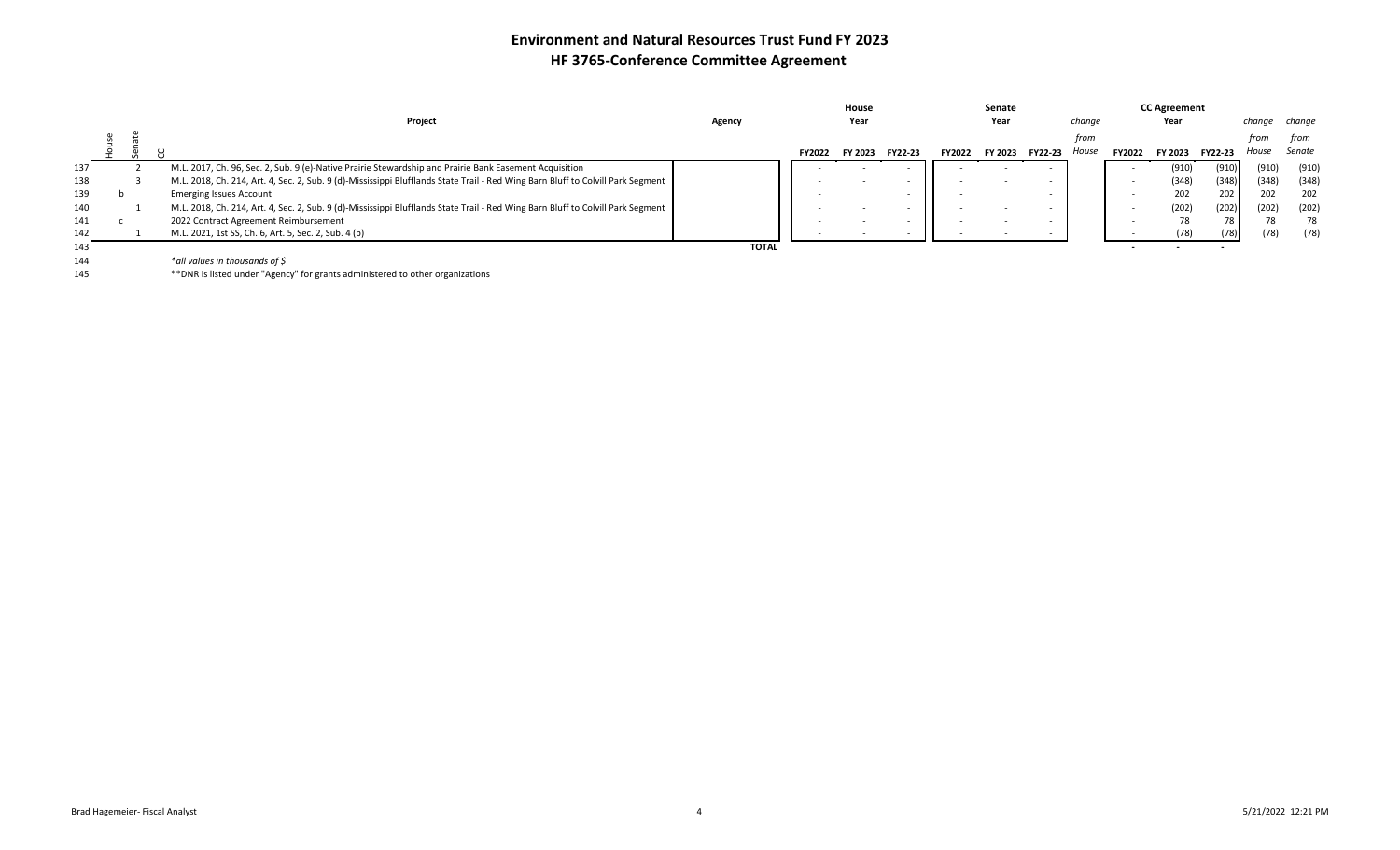# Environment and Natural Resources Trust Fund FY 2023

## HF 3765-Conference Committee Agreement

| | House | Senate | CC | Project | Agency | House Year FY2022 | House Year FY 2023 | House Year FY22-23 | Senate Year FY2022 | Senate Year FY 2023 | Senate Year FY22-23 | change from House | CC Agreement Year FY2022 | CC Agreement Year FY 2023 | CC Agreement Year FY22-23 | change from House | change from Senate |
|---|---|---|---|---|---|---|---|---|---|---|---|---|---|---|---|---|---|
| 137 | | 2 | | M.L. 2017, Ch. 96, Sec. 2, Sub. 9 (e)-Native Prairie Stewardship and Prairie Bank Easement Acquisition | | - | - | - | - | - | - | | - | (910) | (910) | (910) | (910) |
| 138 | | 3 | | M.L. 2018, Ch. 214, Art. 4, Sec. 2, Sub. 9 (d)-Mississippi Blufflands State Trail - Red Wing Barn Bluff to Colvill Park Segment | | - | - | - | - | - | - | | - | (348) | (348) | (348) | (348) |
| 139 | b | | | Emerging Issues Account | | - | | - | - | | - | | - | 202 | 202 | 202 | 202 |
| 140 | | 1 | | M.L. 2018, Ch. 214, Art. 4, Sec. 2, Sub. 9 (d)-Mississippi Blufflands State Trail - Red Wing Barn Bluff to Colvill Park Segment | | - | - | - | - | - | - | | - | (202) | (202) | (202) | (202) |
| 141 | c | | | 2022 Contract Agreement Reimbursement | | - | - | - | - | - | - | | - | 78 | 78 | 78 | 78 |
| 142 | | 1 | | M.L. 2021, 1st SS, Ch. 6, Art. 5, Sec. 2, Sub. 4 (b) | | - | - | - | - | - | - | | - | (78) | (78) | (78) | (78) |
| 143 | | | | | **TOTAL** | | | | | | | | - | - | - | | |

*all values in thousands of $

**DNR is listed under "Agency" for grants administered to other organizations

Brad Hagemeier- Fiscal Analyst

5/21/2022 12:21 PM